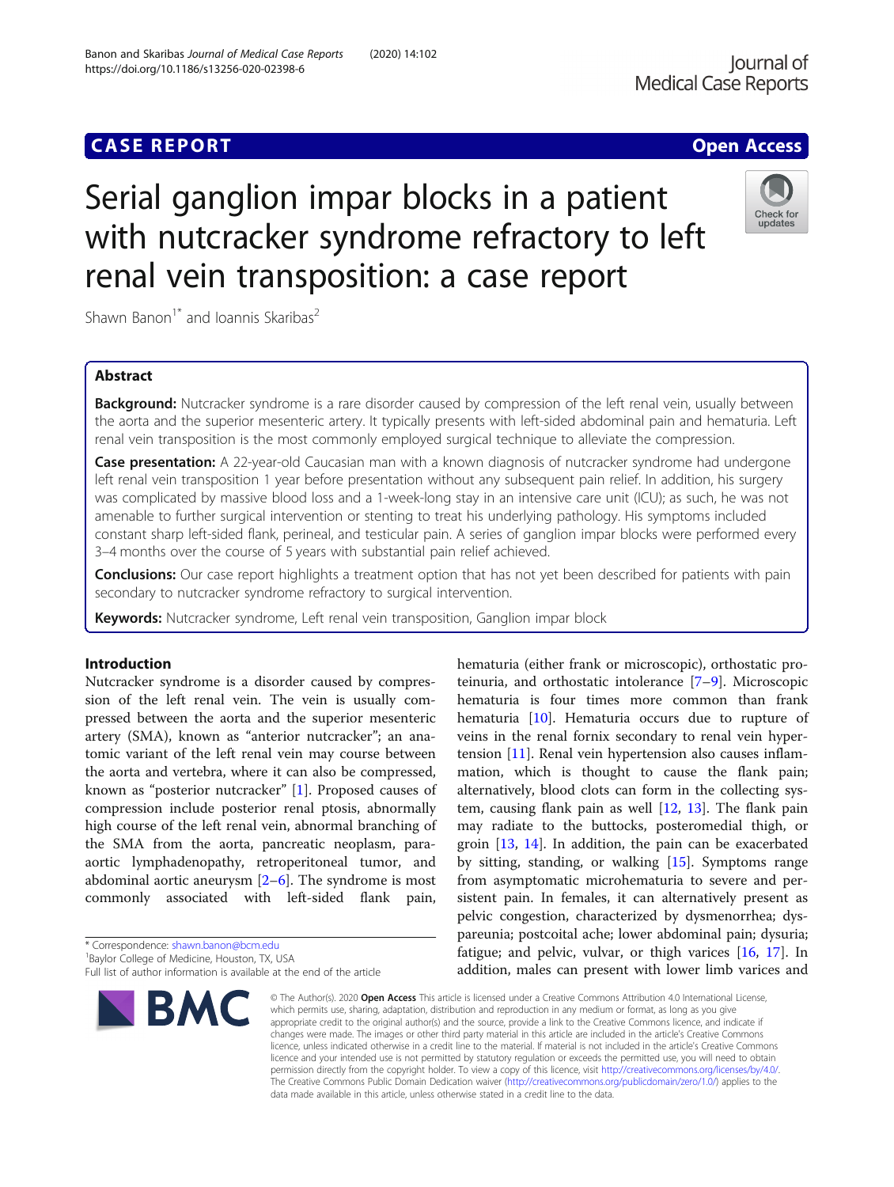CASE REPORT  Open Access

# Serial ganglion impar blocks in a patient with nutcracker syndrome refractory to left renal vein transposition: a case report

Shawn Banon[1*] and Ioannis Skaribas[2]

## Abstract

**Background:** Nutcracker syndrome is a rare disorder caused by compression of the left renal vein, usually between the aorta and the superior mesenteric artery. It typically presents with left-sided abdominal pain and hematuria. Left renal vein transposition is the most commonly employed surgical technique to alleviate the compression.

**Case presentation:** A 22-year-old Caucasian man with a known diagnosis of nutcracker syndrome had undergone left renal vein transposition 1 year before presentation without any subsequent pain relief. In addition, his surgery was complicated by massive blood loss and a 1-week-long stay in an intensive care unit (ICU); as such, he was not amenable to further surgical intervention or stenting to treat his underlying pathology. His symptoms included constant sharp left-sided flank, perineal, and testicular pain. A series of ganglion impar blocks were performed every 3–4 months over the course of 5 years with substantial pain relief achieved.

**Conclusions:** Our case report highlights a treatment option that has not yet been described for patients with pain secondary to nutcracker syndrome refractory to surgical intervention.

**Keywords:** Nutcracker syndrome, Left renal vein transposition, Ganglion impar block

## Introduction

Nutcracker syndrome is a disorder caused by compression of the left renal vein. The vein is usually compressed between the aorta and the superior mesenteric artery (SMA), known as "anterior nutcracker"; an anatomic variant of the left renal vein may course between the aorta and vertebra, where it can also be compressed, known as "posterior nutcracker" [1]. Proposed causes of compression include posterior renal ptosis, abnormally high course of the left renal vein, abnormal branching of the SMA from the aorta, pancreatic neoplasm, para-aortic lymphadenopathy, retroperitoneal tumor, and abdominal aortic aneurysm [2–6]. The syndrome is most commonly associated with left-sided flank pain, hematuria (either frank or microscopic), orthostatic proteinuria, and orthostatic intolerance [7–9]. Microscopic hematuria is four times more common than frank hematuria [10]. Hematuria occurs due to rupture of veins in the renal fornix secondary to renal vein hypertension [11]. Renal vein hypertension also causes inflammation, which is thought to cause the flank pain; alternatively, blood clots can form in the collecting system, causing flank pain as well [12, 13]. The flank pain may radiate to the buttocks, posteromedial thigh, or groin [13, 14]. In addition, the pain can be exacerbated by sitting, standing, or walking [15]. Symptoms range from asymptomatic microhematuria to severe and persistent pain. In females, it can alternatively present as pelvic congestion, characterized by dysmenorrhea; dyspareunia; postcoital ache; lower abdominal pain; dysuria; fatigue; and pelvic, vulvar, or thigh varices [16, 17]. In addition, males can present with lower limb varices and

\* Correspondence: shawn.banon@bcm.edu
[1]Baylor College of Medicine, Houston, TX, USA
Full list of author information is available at the end of the article

© The Author(s). 2020 **Open Access** This article is licensed under a Creative Commons Attribution 4.0 International License, which permits use, sharing, adaptation, distribution and reproduction in any medium or format, as long as you give appropriate credit to the original author(s) and the source, provide a link to the Creative Commons licence, and indicate if changes were made. The images or other third party material in this article are included in the article's Creative Commons licence, unless indicated otherwise in a credit line to the material. If material is not included in the article's Creative Commons licence and your intended use is not permitted by statutory regulation or exceeds the permitted use, you will need to obtain permission directly from the copyright holder. To view a copy of this licence, visit http://creativecommons.org/licenses/by/4.0/. The Creative Commons Public Domain Dedication waiver (http://creativecommons.org/publicdomain/zero/1.0/) applies to the data made available in this article, unless otherwise stated in a credit line to the data.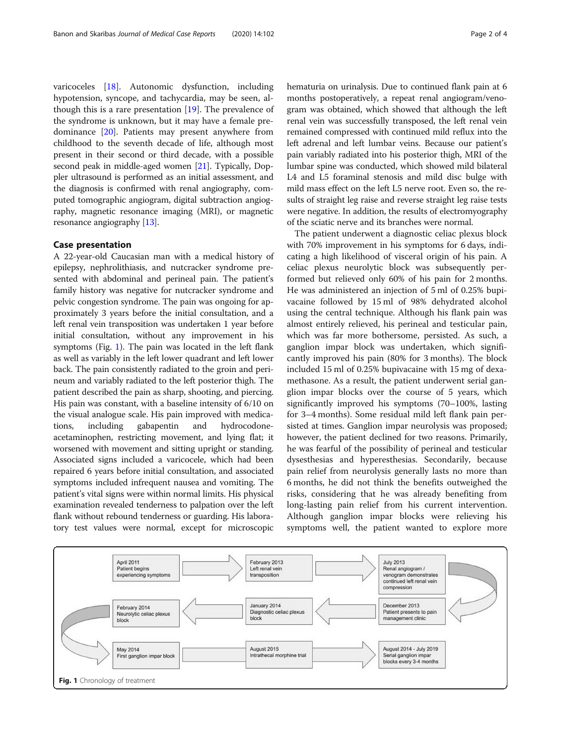varicoceles [18]. Autonomic dysfunction, including hypotension, syncope, and tachycardia, may be seen, although this is a rare presentation [19]. The prevalence of the syndrome is unknown, but it may have a female predominance [20]. Patients may present anywhere from childhood to the seventh decade of life, although most present in their second or third decade, with a possible second peak in middle-aged women [21]. Typically, Doppler ultrasound is performed as an initial assessment, and the diagnosis is confirmed with renal angiography, computed tomographic angiogram, digital subtraction angiography, magnetic resonance imaging (MRI), or magnetic resonance angiography [13].

## Case presentation

A 22-year-old Caucasian man with a medical history of epilepsy, nephrolithiasis, and nutcracker syndrome presented with abdominal and perineal pain. The patient's family history was negative for nutcracker syndrome and pelvic congestion syndrome. The pain was ongoing for approximately 3 years before the initial consultation, and a left renal vein transposition was undertaken 1 year before initial consultation, without any improvement in his symptoms (Fig. 1). The pain was located in the left flank as well as variably in the left lower quadrant and left lower back. The pain consistently radiated to the groin and perineum and variably radiated to the left posterior thigh. The patient described the pain as sharp, shooting, and piercing. His pain was constant, with a baseline intensity of 6/10 on the visual analogue scale. His pain improved with medications, including gabapentin and hydrocodone-acetaminophen, restricting movement, and lying flat; it worsened with movement and sitting upright or standing. Associated signs included a varicocele, which had been repaired 6 years before initial consultation, and associated symptoms included infrequent nausea and vomiting. The patient's vital signs were within normal limits. His physical examination revealed tenderness to palpation over the left flank without rebound tenderness or guarding. His laboratory test values were normal, except for microscopic hematuria on urinalysis. Due to continued flank pain at 6 months postoperatively, a repeat renal angiogram/venogram was obtained, which showed that although the left renal vein was successfully transposed, the left renal vein remained compressed with continued mild reflux into the left adrenal and left lumbar veins. Because our patient's pain variably radiated into his posterior thigh, MRI of the lumbar spine was conducted, which showed mild bilateral L4 and L5 foraminal stenosis and mild disc bulge with mild mass effect on the left L5 nerve root. Even so, the results of straight leg raise and reverse straight leg raise tests were negative. In addition, the results of electromyography of the sciatic nerve and its branches were normal.

The patient underwent a diagnostic celiac plexus block with 70% improvement in his symptoms for 6 days, indicating a high likelihood of visceral origin of his pain. A celiac plexus neurolytic block was subsequently performed but relieved only 60% of his pain for 2 months. He was administered an injection of 5 ml of 0.25% bupivacaine followed by 15 ml of 98% dehydrated alcohol using the central technique. Although his flank pain was almost entirely relieved, his perineal and testicular pain, which was far more bothersome, persisted. As such, a ganglion impar block was undertaken, which significantly improved his pain (80% for 3 months). The block included 15 ml of 0.25% bupivacaine with 15 mg of dexamethasone. As a result, the patient underwent serial ganglion impar blocks over the course of 5 years, which significantly improved his symptoms (70–100%, lasting for 3–4 months). Some residual mild left flank pain persisted at times. Ganglion impar neurolysis was proposed; however, the patient declined for two reasons. Primarily, he was fearful of the possibility of perineal and testicular dysesthesias and hyperesthesias. Secondarily, because pain relief from neurolysis generally lasts no more than 6 months, he did not think the benefits outweighed the risks, considering that he was already benefiting from long-lasting pain relief from his current intervention. Although ganglion impar blocks were relieving his symptoms well, the patient wanted to explore more

| | | |
|---|---|---|
| April 2011 Patient begins experiencing symptoms | February 2013 Left renal vein transposition | July 2013 Renal angiogram / venogram demonstrates continued left renal vein compression |
| February 2014 Neurolytic celiac plexus block | January 2014 Diagnostic celiac plexus block | December 2013 Patient presents to pain management clinic |
| May 2014 First ganglion impar block | August 2015 Intrathecal morphine trial | August 2014 - July 2019 Serial ganglion impar blocks every 3-4 months |

**Fig. 1** Chronology of treatment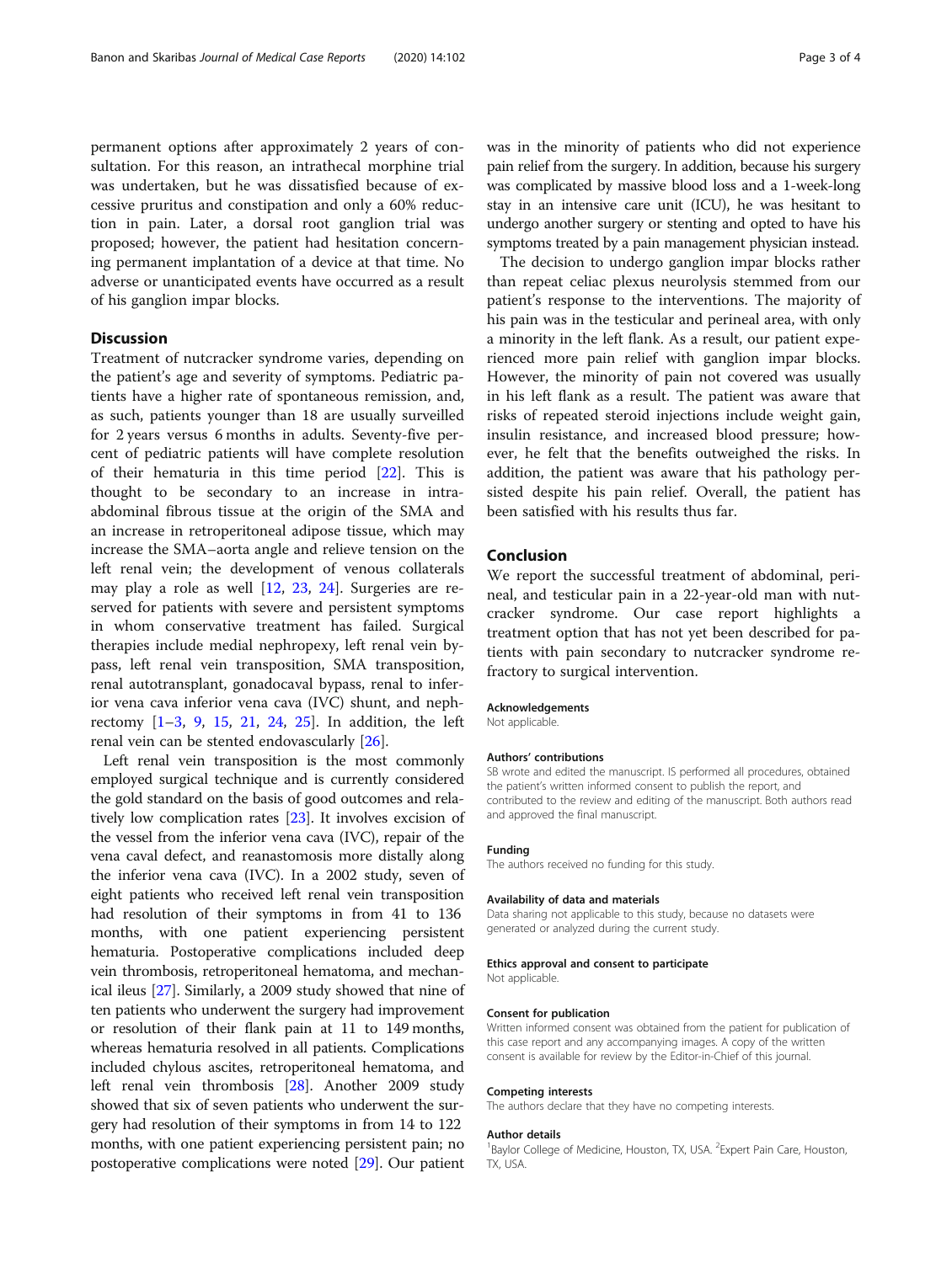permanent options after approximately 2 years of consultation. For this reason, an intrathecal morphine trial was undertaken, but he was dissatisfied because of excessive pruritus and constipation and only a 60% reduction in pain. Later, a dorsal root ganglion trial was proposed; however, the patient had hesitation concerning permanent implantation of a device at that time. No adverse or unanticipated events have occurred as a result of his ganglion impar blocks.

## Discussion

Treatment of nutcracker syndrome varies, depending on the patient's age and severity of symptoms. Pediatric patients have a higher rate of spontaneous remission, and, as such, patients younger than 18 are usually surveilled for 2 years versus 6 months in adults. Seventy-five percent of pediatric patients will have complete resolution of their hematuria in this time period [22]. This is thought to be secondary to an increase in intra-abdominal fibrous tissue at the origin of the SMA and an increase in retroperitoneal adipose tissue, which may increase the SMA–aorta angle and relieve tension on the left renal vein; the development of venous collaterals may play a role as well [12, 23, 24]. Surgeries are reserved for patients with severe and persistent symptoms in whom conservative treatment has failed. Surgical therapies include medial nephropexy, left renal vein bypass, left renal vein transposition, SMA transposition, renal autotransplant, gonadocaval bypass, renal to inferior vena cava inferior vena cava (IVC) shunt, and nephrectomy [1–3, 9, 15, 21, 24, 25]. In addition, the left renal vein can be stented endovascularly [26].

Left renal vein transposition is the most commonly employed surgical technique and is currently considered the gold standard on the basis of good outcomes and relatively low complication rates [23]. It involves excision of the vessel from the inferior vena cava (IVC), repair of the vena caval defect, and reanastomosis more distally along the inferior vena cava (IVC). In a 2002 study, seven of eight patients who received left renal vein transposition had resolution of their symptoms in from 41 to 136 months, with one patient experiencing persistent hematuria. Postoperative complications included deep vein thrombosis, retroperitoneal hematoma, and mechanical ileus [27]. Similarly, a 2009 study showed that nine of ten patients who underwent the surgery had improvement or resolution of their flank pain at 11 to 149 months, whereas hematuria resolved in all patients. Complications included chylous ascites, retroperitoneal hematoma, and left renal vein thrombosis [28]. Another 2009 study showed that six of seven patients who underwent the surgery had resolution of their symptoms in from 14 to 122 months, with one patient experiencing persistent pain; no postoperative complications were noted [29]. Our patient was in the minority of patients who did not experience pain relief from the surgery. In addition, because his surgery was complicated by massive blood loss and a 1-week-long stay in an intensive care unit (ICU), he was hesitant to undergo another surgery or stenting and opted to have his symptoms treated by a pain management physician instead.

The decision to undergo ganglion impar blocks rather than repeat celiac plexus neurolysis stemmed from our patient's response to the interventions. The majority of his pain was in the testicular and perineal area, with only a minority in the left flank. As a result, our patient experienced more pain relief with ganglion impar blocks. However, the minority of pain not covered was usually in his left flank as a result. The patient was aware that risks of repeated steroid injections include weight gain, insulin resistance, and increased blood pressure; however, he felt that the benefits outweighed the risks. In addition, the patient was aware that his pathology persisted despite his pain relief. Overall, the patient has been satisfied with his results thus far.

## Conclusion

We report the successful treatment of abdominal, perineal, and testicular pain in a 22-year-old man with nutcracker syndrome. Our case report highlights a treatment option that has not yet been described for patients with pain secondary to nutcracker syndrome refractory to surgical intervention.

#### Acknowledgements

Not applicable.

#### Authors' contributions

SB wrote and edited the manuscript. IS performed all procedures, obtained the patient's written informed consent to publish the report, and contributed to the review and editing of the manuscript. Both authors read and approved the final manuscript.

#### Funding

The authors received no funding for this study.

#### Availability of data and materials

Data sharing not applicable to this study, because no datasets were generated or analyzed during the current study.

#### Ethics approval and consent to participate

Not applicable.

#### Consent for publication

Written informed consent was obtained from the patient for publication of this case report and any accompanying images. A copy of the written consent is available for review by the Editor-in-Chief of this journal.

#### Competing interests

The authors declare that they have no competing interests.

#### Author details

[1]Baylor College of Medicine, Houston, TX, USA. [2]Expert Pain Care, Houston, TX, USA.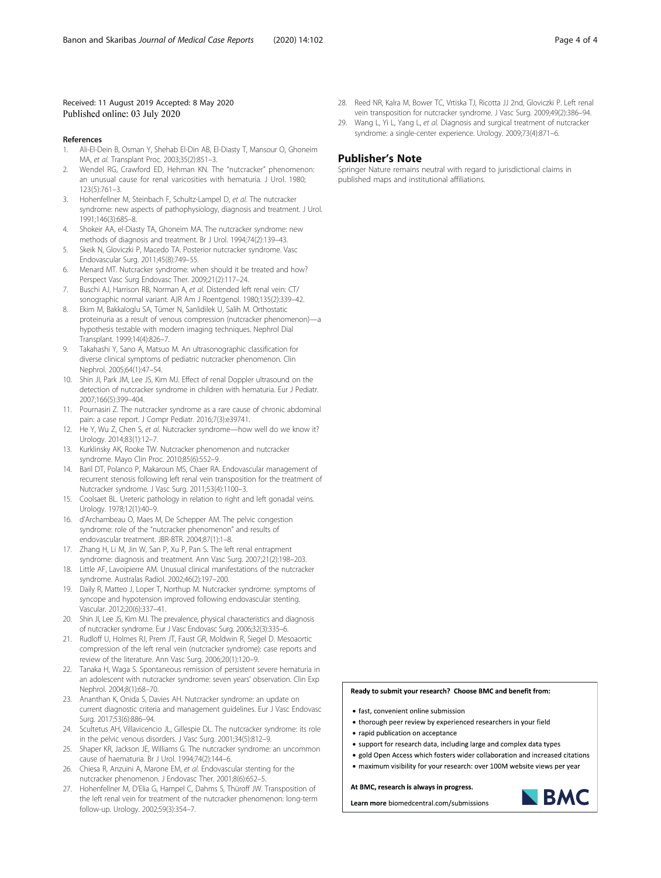Received: 11 August 2019 Accepted: 8 May 2020
Published online: 03 July 2020

#### References

1. Ali-El-Dein B, Osman Y, Shehab El-Din AB, El-Diasty T, Mansour O, Ghoneim MA, *et al.* Transplant Proc. 2003;35(2):851–3.
2. Wendel RG, Crawford ED, Hehman KN. The "nutcracker" phenomenon: an unusual cause for renal varicosities with hematuria. J Urol. 1980; 123(5):761–3.
3. Hohenfellner M, Steinbach F, Schultz-Lampel D, *et al.* The nutcracker syndrome: new aspects of pathophysiology, diagnosis and treatment. J Urol. 1991;146(3):685–8.
4. Shokeir AA, el-Diasty TA, Ghoneim MA. The nutcracker syndrome: new methods of diagnosis and treatment. Br J Urol. 1994;74(2):139–43.
5. Skeik N, Gloviczki P, Macedo TA. Posterior nutcracker syndrome. Vasc Endovascular Surg. 2011;45(8):749–55.
6. Menard MT. Nutcracker syndrome: when should it be treated and how? Perspect Vasc Surg Endovasc Ther. 2009;21(2):117–24.
7. Buschi AJ, Harrison RB, Norman A, *et al.* Distended left renal vein: CT/ sonographic normal variant. AJR Am J Roentgenol. 1980;135(2):339–42.
8. Ekim M, Bakkaloglu SA, Tümer N, Sanlidilek U, Salih M. Orthostatic proteinuria as a result of venous compression (nutcracker phenomenon)—a hypothesis testable with modern imaging techniques. Nephrol Dial Transplant. 1999;14(4):826–7.
9. Takahashi Y, Sano A, Matsuo M. An ultrasonographic classification for diverse clinical symptoms of pediatric nutcracker phenomenon. Clin Nephrol. 2005;64(1):47–54.
10. Shin JI, Park JM, Lee JS, Kim MJ. Effect of renal Doppler ultrasound on the detection of nutcracker syndrome in children with hematuria. Eur J Pediatr. 2007;166(5):399–404.
11. Pournasiri Z. The nutcracker syndrome as a rare cause of chronic abdominal pain: a case report. J Compr Pediatr. 2016;7(3):e39741.
12. He Y, Wu Z, Chen S, *et al.* Nutcracker syndrome—how well do we know it? Urology. 2014;83(1):12–7.
13. Kurklinsky AK, Rooke TW. Nutcracker phenomenon and nutcracker syndrome. Mayo Clin Proc. 2010;85(6):552–9.
14. Baril DT, Polanco P, Makaroun MS, Chaer RA. Endovascular management of recurrent stenosis following left renal vein transposition for the treatment of Nutcracker syndrome. J Vasc Surg. 2011;53(4):1100–3.
15. Coolsaet BL. Ureteric pathology in relation to right and left gonadal veins. Urology. 1978;12(1):40–9.
16. d'Archambeau O, Maes M, De Schepper AM. The pelvic congestion syndrome: role of the "nutcracker phenomenon" and results of endovascular treatment. JBR-BTR. 2004;87(1):1–8.
17. Zhang H, Li M, Jin W, San P, Xu P, Pan S. The left renal entrapment syndrome: diagnosis and treatment. Ann Vasc Surg. 2007;21(2):198–203.
18. Little AF, Lavoipierre AM. Unusual clinical manifestations of the nutcracker syndrome. Australas Radiol. 2002;46(2):197–200.
19. Daily R, Matteo J, Loper T, Northup M. Nutcracker syndrome: symptoms of syncope and hypotension improved following endovascular stenting. Vascular. 2012;20(6):337–41.
20. Shin JI, Lee JS, Kim MJ. The prevalence, physical characteristics and diagnosis of nutcracker syndrome. Eur J Vasc Endovasc Surg. 2006;32(3):335–6.
21. Rudloff U, Holmes RJ, Prem JT, Faust GR, Moldwin R, Siegel D. Mesoaortic compression of the left renal vein (nutcracker syndrome): case reports and review of the literature. Ann Vasc Surg. 2006;20(1):120–9.
22. Tanaka H, Waga S. Spontaneous remission of persistent severe hematuria in an adolescent with nutcracker syndrome: seven years' observation. Clin Exp Nephrol. 2004;8(1):68–70.
23. Ananthan K, Onida S, Davies AH. Nutcracker syndrome: an update on current diagnostic criteria and management guidelines. Eur J Vasc Endovasc Surg. 2017;53(6):886–94.
24. Scultetus AH, Villavicencio JL, Gillespie DL. The nutcracker syndrome: its role in the pelvic venous disorders. J Vasc Surg. 2001;34(5):812–9.
25. Shaper KR, Jackson JE, Williams G. The nutcracker syndrome: an uncommon cause of haematuria. Br J Urol. 1994;74(2):144–6.
26. Chiesa R, Anzuini A, Marone EM, *et al.* Endovascular stenting for the nutcracker phenomenon. J Endovasc Ther. 2001;8(6):652–5.
27. Hohenfellner M, D'Elia G, Hampel C, Dahms S, Thüroff JW. Transposition of the left renal vein for treatment of the nutcracker phenomenon: long-term follow-up. Urology. 2002;59(3):354–7.
28. Reed NR, Kalra M, Bower TC, Vrtiska TJ, Ricotta JJ 2nd, Gloviczki P. Left renal vein transposition for nutcracker syndrome. J Vasc Surg. 2009;49(2):386–94.
29. Wang L, Yi L, Yang L, *et al.* Diagnosis and surgical treatment of nutcracker syndrome: a single-center experience. Urology. 2009;73(4):871–6.

## Publisher's Note

Springer Nature remains neutral with regard to jurisdictional claims in published maps and institutional affiliations.

**Ready to submit your research? Choose BMC and benefit from:**

- fast, convenient online submission
- thorough peer review by experienced researchers in your field
- rapid publication on acceptance
- support for research data, including large and complex data types
- gold Open Access which fosters wider collaboration and increased citations
- maximum visibility for your research: over 100M website views per year

**At BMC, research is always in progress.**

**Learn more** biomedcentral.com/submissions